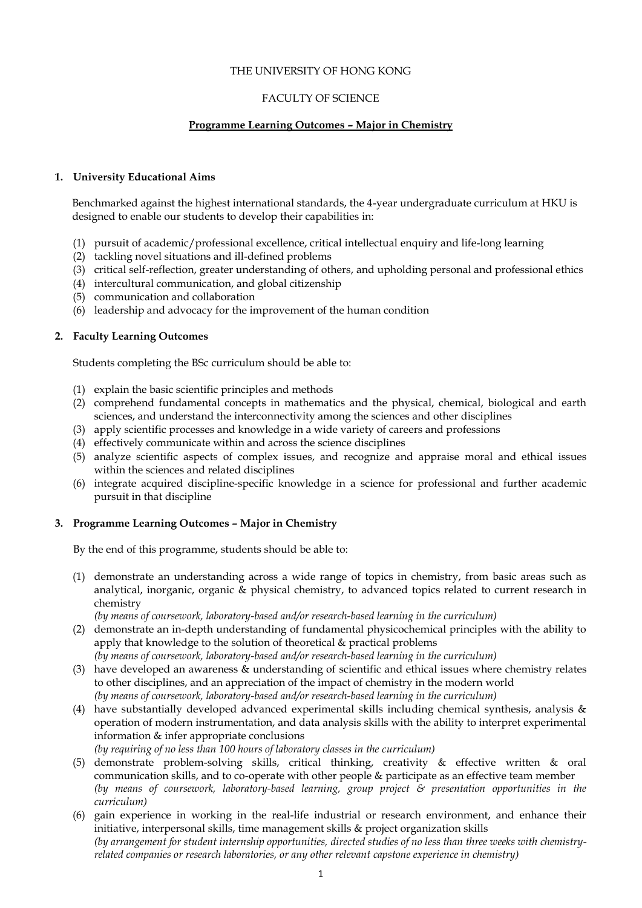THE UNIVERSITY OF HONG KONG

FACULTY OF SCIENCE

**Programme Learning Outcomes – Major in Chemistry**

## 1. University Educational Aims

Benchmarked against the highest international standards, the 4-year undergraduate curriculum at HKU is designed to enable our students to develop their capabilities in:

(1) pursuit of academic/professional excellence, critical intellectual enquiry and life-long learning
(2) tackling novel situations and ill-defined problems
(3) critical self-reflection, greater understanding of others, and upholding personal and professional ethics
(4) intercultural communication, and global citizenship
(5) communication and collaboration
(6) leadership and advocacy for the improvement of the human condition

## 2. Faculty Learning Outcomes

Students completing the BSc curriculum should be able to:

(1) explain the basic scientific principles and methods
(2) comprehend fundamental concepts in mathematics and the physical, chemical, biological and earth sciences, and understand the interconnectivity among the sciences and other disciplines
(3) apply scientific processes and knowledge in a wide variety of careers and professions
(4) effectively communicate within and across the science disciplines
(5) analyze scientific aspects of complex issues, and recognize and appraise moral and ethical issues within the sciences and related disciplines
(6) integrate acquired discipline-specific knowledge in a science for professional and further academic pursuit in that discipline

## 3. Programme Learning Outcomes – Major in Chemistry

By the end of this programme, students should be able to:

(1) demonstrate an understanding across a wide range of topics in chemistry, from basic areas such as analytical, inorganic, organic & physical chemistry, to advanced topics related to current research in chemistry
*(by means of coursework, laboratory-based and/or research-based learning in the curriculum)*
(2) demonstrate an in-depth understanding of fundamental physicochemical principles with the ability to apply that knowledge to the solution of theoretical & practical problems
*(by means of coursework, laboratory-based and/or research-based learning in the curriculum)*
(3) have developed an awareness & understanding of scientific and ethical issues where chemistry relates to other disciplines, and an appreciation of the impact of chemistry in the modern world
*(by means of coursework, laboratory-based and/or research-based learning in the curriculum)*
(4) have substantially developed advanced experimental skills including chemical synthesis, analysis & operation of modern instrumentation, and data analysis skills with the ability to interpret experimental information & infer appropriate conclusions
*(by requiring of no less than 100 hours of laboratory classes in the curriculum)*
(5) demonstrate problem-solving skills, critical thinking, creativity & effective written & oral communication skills, and to co-operate with other people & participate as an effective team member
*(by means of coursework, laboratory-based learning, group project & presentation opportunities in the curriculum)*
(6) gain experience in working in the real-life industrial or research environment, and enhance their initiative, interpersonal skills, time management skills & project organization skills
*(by arrangement for student internship opportunities, directed studies of no less than three weeks with chemistry-related companies or research laboratories, or any other relevant capstone experience in chemistry)*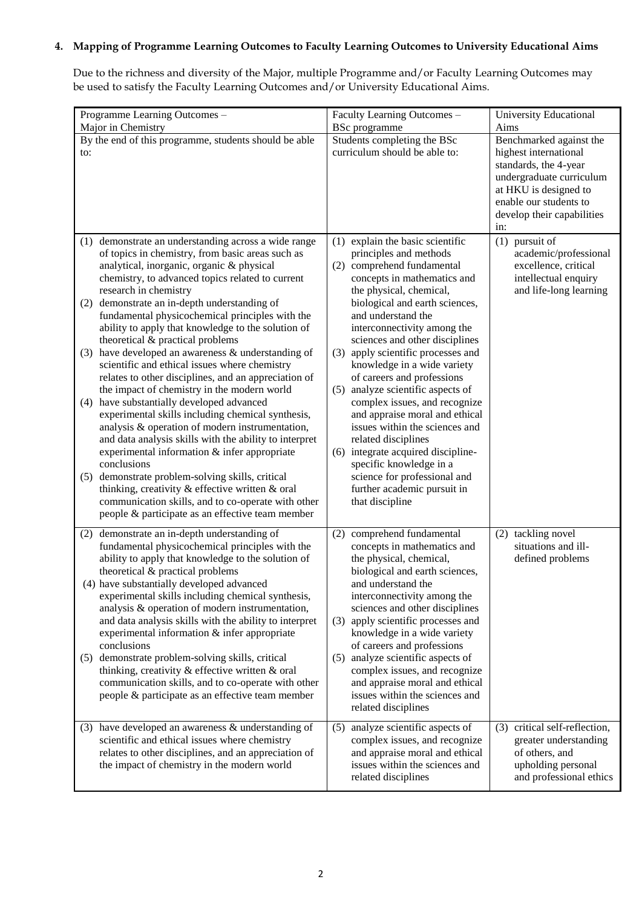**4. Mapping of Programme Learning Outcomes to Faculty Learning Outcomes to University Educational Aims**

Due to the richness and diversity of the Major, multiple Programme and/or Faculty Learning Outcomes may be used to satisfy the Faculty Learning Outcomes and/or University Educational Aims.

| Programme Learning Outcomes – Major in Chemistry | Faculty Learning Outcomes – BSc programme | University Educational Aims |
|---|---|---|
| By the end of this programme, students should be able to: | Students completing the BSc curriculum should be able to: | Benchmarked against the highest international standards, the 4-year undergraduate curriculum at HKU is designed to enable our students to develop their capabilities in: |
| (1) demonstrate an understanding across a wide range of topics in chemistry, from basic areas such as analytical, inorganic, organic & physical chemistry, to advanced topics related to current research in chemistry<br>(2) demonstrate an in-depth understanding of fundamental physicochemical principles with the ability to apply that knowledge to the solution of theoretical & practical problems<br>(3) have developed an awareness & understanding of scientific and ethical issues where chemistry relates to other disciplines, and an appreciation of the impact of chemistry in the modern world<br>(4) have substantially developed advanced experimental skills including chemical synthesis, analysis & operation of modern instrumentation, and data analysis skills with the ability to interpret experimental information & infer appropriate conclusions<br>(5) demonstrate problem-solving skills, critical thinking, creativity & effective written & oral communication skills, and to co-operate with other people & participate as an effective team member | (1) explain the basic scientific principles and methods<br>(2) comprehend fundamental concepts in mathematics and the physical, chemical, biological and earth sciences, and understand the interconnectivity among the sciences and other disciplines<br>(3) apply scientific processes and knowledge in a wide variety of careers and professions<br>(5) analyze scientific aspects of complex issues, and recognize and appraise moral and ethical issues within the sciences and related disciplines<br>(6) integrate acquired discipline-specific knowledge in a science for professional and further academic pursuit in that discipline | (1) pursuit of academic/professional excellence, critical intellectual enquiry and life-long learning |
| (2) demonstrate an in-depth understanding of fundamental physicochemical principles with the ability to apply that knowledge to the solution of theoretical & practical problems<br>(4) have substantially developed advanced experimental skills including chemical synthesis, analysis & operation of modern instrumentation, and data analysis skills with the ability to interpret experimental information & infer appropriate conclusions<br>(5) demonstrate problem-solving skills, critical thinking, creativity & effective written & oral communication skills, and to co-operate with other people & participate as an effective team member | (2) comprehend fundamental concepts in mathematics and the physical, chemical, biological and earth sciences, and understand the interconnectivity among the sciences and other disciplines<br>(3) apply scientific processes and knowledge in a wide variety of careers and professions<br>(5) analyze scientific aspects of complex issues, and recognize and appraise moral and ethical issues within the sciences and related disciplines | (2) tackling novel situations and ill-defined problems |
| (3) have developed an awareness & understanding of scientific and ethical issues where chemistry relates to other disciplines, and an appreciation of the impact of chemistry in the modern world | (5) analyze scientific aspects of complex issues, and recognize and appraise moral and ethical issues within the sciences and related disciplines | (3) critical self-reflection, greater understanding of others, and upholding personal and professional ethics |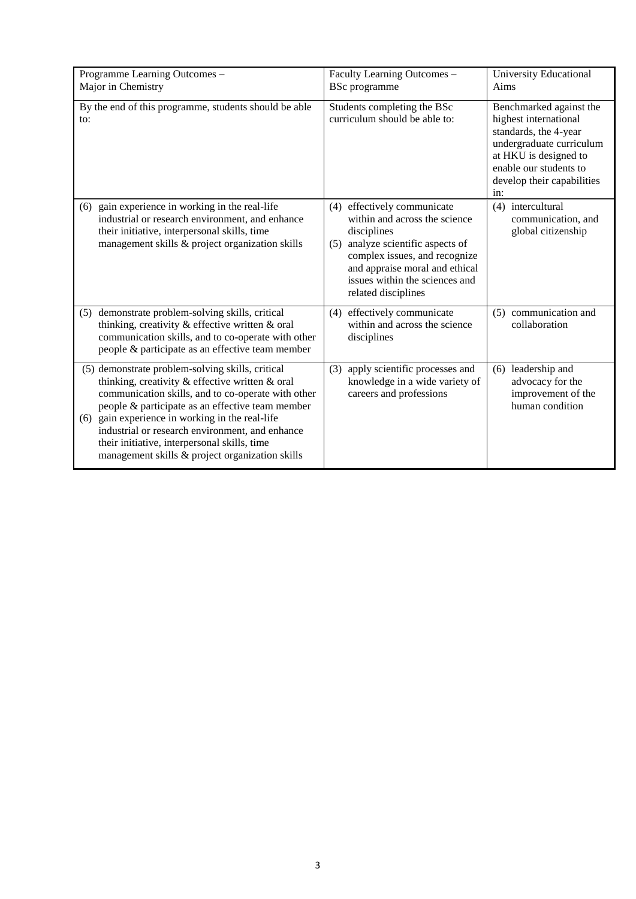| Programme Learning Outcomes – Major in Chemistry | Faculty Learning Outcomes – BSc programme | University Educational Aims |
|---|---|---|
| By the end of this programme, students should be able to: | Students completing the BSc curriculum should be able to: | Benchmarked against the highest international standards, the 4-year undergraduate curriculum at HKU is designed to enable our students to develop their capabilities in: |
| (6) gain experience in working in the real-life industrial or research environment, and enhance their initiative, interpersonal skills, time management skills & project organization skills | (4) effectively communicate within and across the science disciplines<br>(5) analyze scientific aspects of complex issues, and recognize and appraise moral and ethical issues within the sciences and related disciplines | (4) intercultural communication, and global citizenship |
| (5) demonstrate problem-solving skills, critical thinking, creativity & effective written & oral communication skills, and to co-operate with other people & participate as an effective team member | (4) effectively communicate within and across the science disciplines | (5) communication and collaboration |
| (5) demonstrate problem-solving skills, critical thinking, creativity & effective written & oral communication skills, and to co-operate with other people & participate as an effective team member<br>(6) gain experience in working in the real-life industrial or research environment, and enhance their initiative, interpersonal skills, time management skills & project organization skills | (3) apply scientific processes and knowledge in a wide variety of careers and professions | (6) leadership and advocacy for the improvement of the human condition |